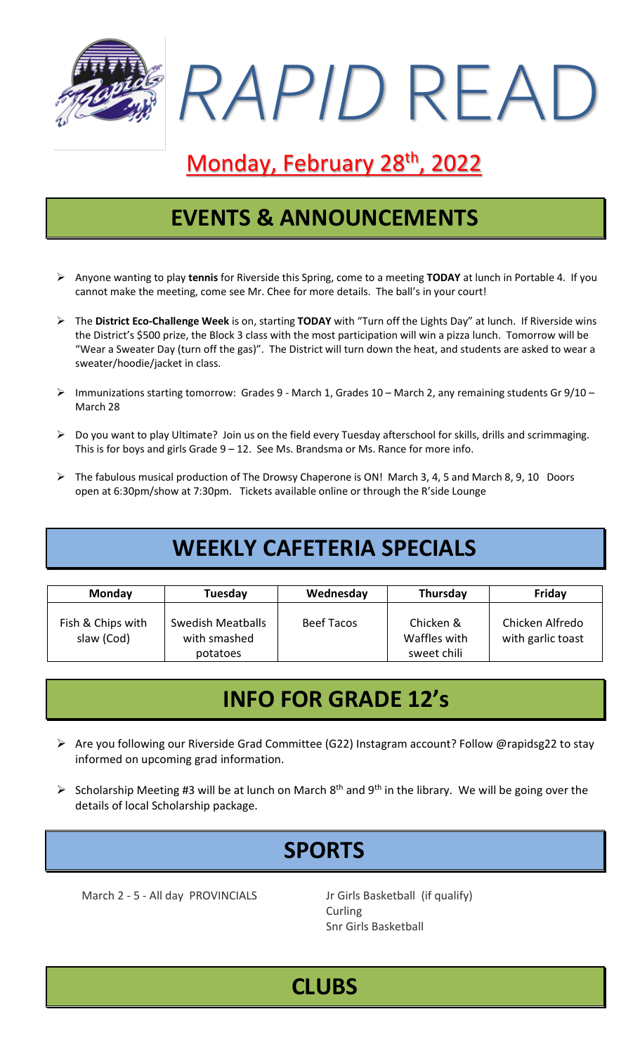# *RAPID* READ

## Monday, February 28th, 2022

## EVENTS & ANNOUNCEMENTS

- Anyone wanting to play **tennis** for Riverside this Spring, come to a meeting **TODAY** at lunch in Portable 4. If you cannot make the meeting, come see Mr. Chee for more details. The ball's in your court!
- The **District Eco-Challenge Week** is on, starting **TODAY** with "Turn off the Lights Day" at lunch. If Riverside wins the District's $500 prize, the Block 3 class with the most participation will win a pizza lunch. Tomorrow will be "Wear a Sweater Day (turn off the gas)". The District will turn down the heat, and students are asked to wear a sweater/hoodie/jacket in class.
- Immunizations starting tomorrow: Grades 9 - March 1, Grades 10 – March 2, any remaining students Gr 9/10 – March 28
- Do you want to play Ultimate? Join us on the field every Tuesday afterschool for skills, drills and scrimmaging. This is for boys and girls Grade 9 – 12. See Ms. Brandsma or Ms. Rance for more info.
- The fabulous musical production of The Drowsy Chaperone is ON! March 3, 4, 5 and March 8, 9, 10 Doors open at 6:30pm/show at 7:30pm. Tickets available online or through the R'side Lounge

## WEEKLY CAFETERIA SPECIALS

| Monday | Tuesday | Wednesday | Thursday | Friday |
|---|---|---|---|---|
| Fish & Chips with slaw (Cod) | Swedish Meatballs with smashed potatoes | Beef Tacos | Chicken & Waffles with sweet chili | Chicken Alfredo with garlic toast |

## INFO FOR GRADE 12's

- Are you following our Riverside Grad Committee (G22) Instagram account? Follow @rapidsg22 to stay informed on upcoming grad information.
- Scholarship Meeting #3 will be at lunch on March 8th and 9th in the library. We will be going over the details of local Scholarship package.

## SPORTS

March 2 - 5 - All day PROVINCIALS

- Jr Girls Basketball (if qualify)
- Curling
- Snr Girls Basketball

## CLUBS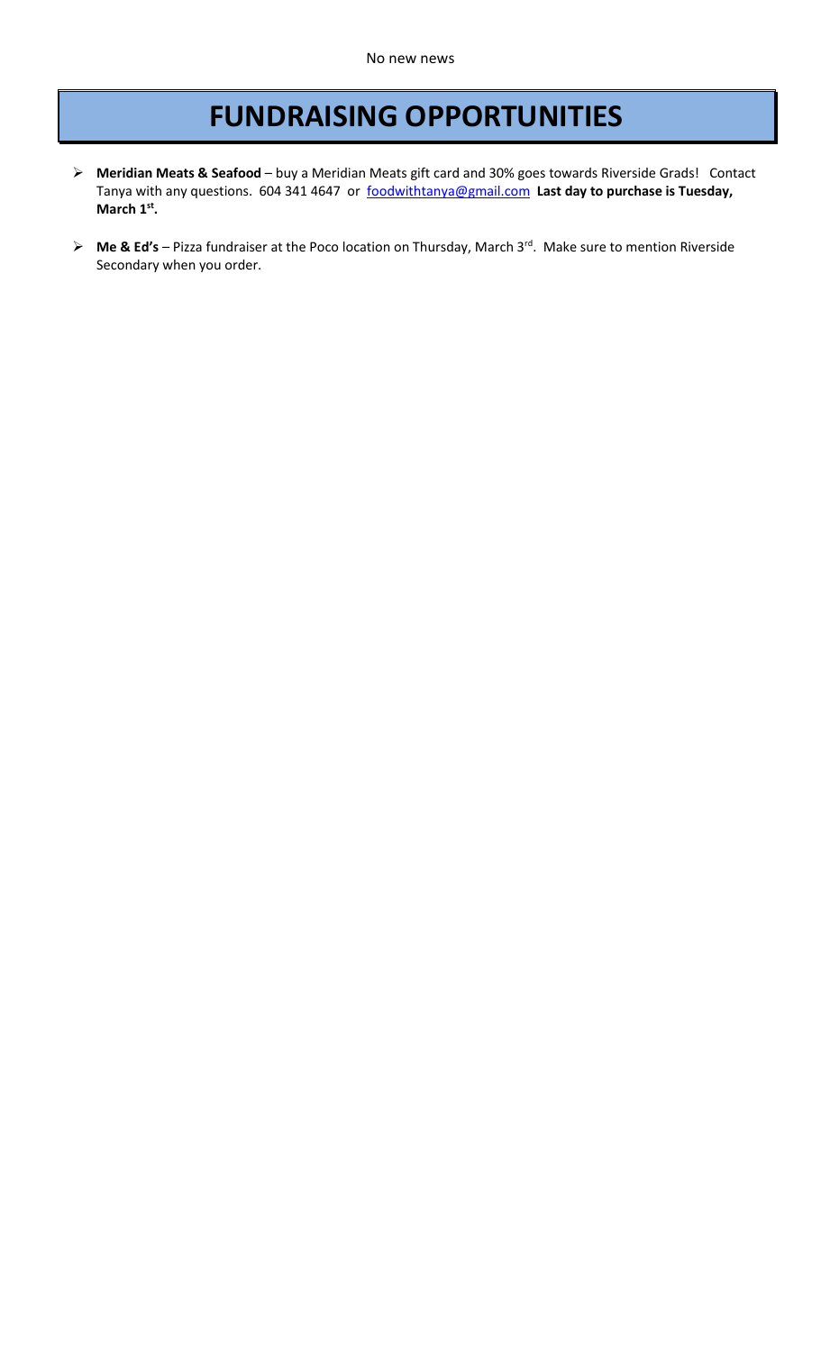No new news

# FUNDRAISING OPPORTUNITIES

- **Meridian Meats & Seafood** – buy a Meridian Meats gift card and 30% goes towards Riverside Grads! Contact Tanya with any questions. 604 341 4647 or foodwithtanya@gmail.com **Last day to purchase is Tuesday, March 1st.**
- **Me & Ed's** – Pizza fundraiser at the Poco location on Thursday, March 3rd. Make sure to mention Riverside Secondary when you order.